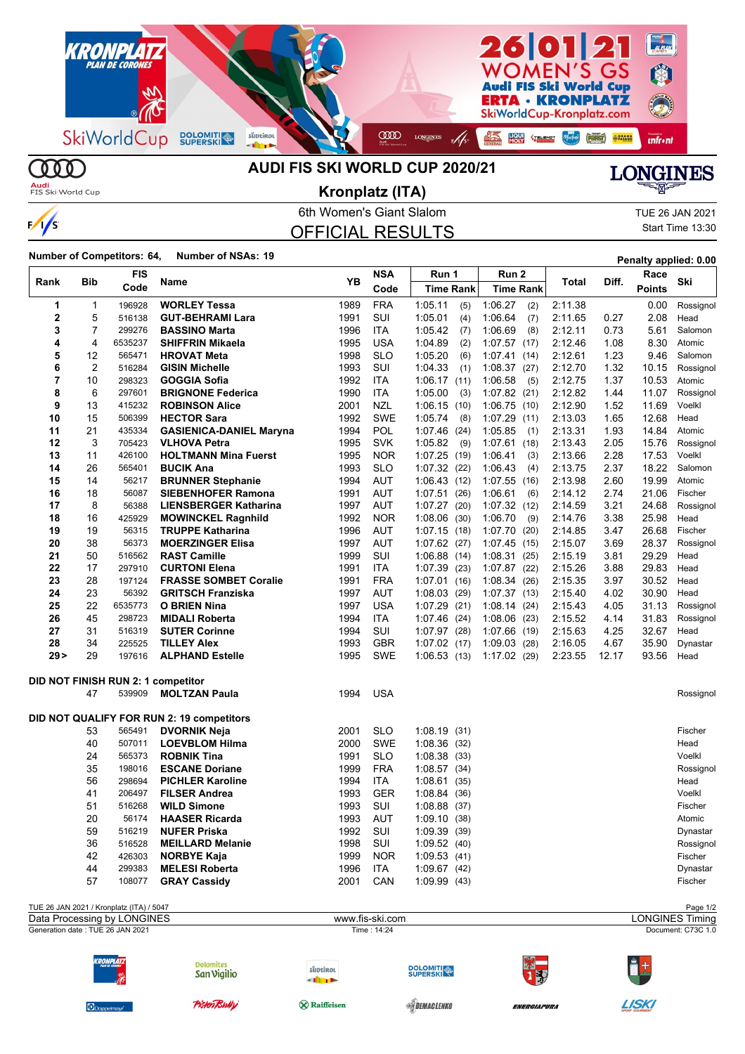# AUDI FIS SKI WORLD CUP 2020/21

## Kronplatz (ITA)

6th Women's Giant Slalom

TUE 26 JAN 2021

Start Time 13:30

## OFFICIAL RESULTS

**Number of Competitors: 64, Number of NSAs: 19**

**Penalty applied: 0.00**

| Rank | Bib | FIS Code | Name | YB | NSA Code | Run 1 Time | Run 1 Rank | Run 2 Time | Run 2 Rank | Total | Diff. | Race Points | Ski |
|---|---|---|---|---|---|---|---|---|---|---|---|---|---|
| 1 | 1 | 196928 | **WORLEY Tessa** | 1989 | FRA | 1:05.11 | (5) | 1:06.27 | (2) | 2:11.38 | | 0.00 | Rossignol |
| 2 | 5 | 516138 | **GUT-BEHRAMI Lara** | 1991 | SUI | 1:05.01 | (4) | 1:06.64 | (7) | 2:11.65 | 0.27 | 2.08 | Head |
| 3 | 7 | 299276 | **BASSINO Marta** | 1996 | ITA | 1:05.42 | (7) | 1:06.69 | (8) | 2:12.11 | 0.73 | 5.61 | Salomon |
| 4 | 4 | 6535237 | **SHIFFRIN Mikaela** | 1995 | USA | 1:04.89 | (2) | 1:07.57 | (17) | 2:12.46 | 1.08 | 8.30 | Atomic |
| 5 | 12 | 565471 | **HROVAT Meta** | 1998 | SLO | 1:05.20 | (6) | 1:07.41 | (14) | 2:12.61 | 1.23 | 9.46 | Salomon |
| 6 | 2 | 516284 | **GISIN Michelle** | 1993 | SUI | 1:04.33 | (1) | 1:08.37 | (27) | 2:12.70 | 1.32 | 10.15 | Rossignol |
| 7 | 10 | 298323 | **GOGGIA Sofia** | 1992 | ITA | 1:06.17 | (11) | 1:06.58 | (5) | 2:12.75 | 1.37 | 10.53 | Atomic |
| 8 | 6 | 297601 | **BRIGNONE Federica** | 1990 | ITA | 1:05.00 | (3) | 1:07.82 | (21) | 2:12.82 | 1.44 | 11.07 | Rossignol |
| 9 | 13 | 415232 | **ROBINSON Alice** | 2001 | NZL | 1:06.15 | (10) | 1:06.75 | (10) | 2:12.90 | 1.52 | 11.69 | Voelkl |
| 10 | 15 | 506399 | **HECTOR Sara** | 1992 | SWE | 1:05.74 | (8) | 1:07.29 | (11) | 2:13.03 | 1.65 | 12.68 | Head |
| 11 | 21 | 435334 | **GASIENICA-DANIEL Maryna** | 1994 | POL | 1:07.46 | (24) | 1:05.85 | (1) | 2:13.31 | 1.93 | 14.84 | Atomic |
| 12 | 3 | 705423 | **VLHOVA Petra** | 1995 | SVK | 1:05.82 | (9) | 1:07.61 | (18) | 2:13.43 | 2.05 | 15.76 | Rossignol |
| 13 | 11 | 426100 | **HOLTMANN Mina Fuerst** | 1995 | NOR | 1:07.25 | (19) | 1:06.41 | (3) | 2:13.66 | 2.28 | 17.53 | Voelkl |
| 14 | 26 | 565401 | **BUCIK Ana** | 1993 | SLO | 1:07.32 | (22) | 1:06.43 | (4) | 2:13.75 | 2.37 | 18.22 | Salomon |
| 15 | 14 | 56217 | **BRUNNER Stephanie** | 1994 | AUT | 1:06.43 | (12) | 1:07.55 | (16) | 2:13.98 | 2.60 | 19.99 | Atomic |
| 16 | 18 | 56087 | **SIEBENHOFER Ramona** | 1991 | AUT | 1:07.51 | (26) | 1:06.61 | (6) | 2:14.12 | 2.74 | 21.06 | Fischer |
| 17 | 8 | 56388 | **LIENSBERGER Katharina** | 1997 | AUT | 1:07.27 | (20) | 1:07.32 | (12) | 2:14.59 | 3.21 | 24.68 | Rossignol |
| 18 | 16 | 425929 | **MOWINCKEL Ragnhild** | 1992 | NOR | 1:08.06 | (30) | 1:06.70 | (9) | 2:14.76 | 3.38 | 25.98 | Head |
| 19 | 19 | 56315 | **TRUPPE Katharina** | 1996 | AUT | 1:07.15 | (18) | 1:07.70 | (20) | 2:14.85 | 3.47 | 26.68 | Fischer |
| 20 | 38 | 56373 | **MOERZINGER Elisa** | 1997 | AUT | 1:07.62 | (27) | 1:07.45 | (15) | 2:15.07 | 3.69 | 28.37 | Rossignol |
| 21 | 50 | 516562 | **RAST Camille** | 1999 | SUI | 1:06.88 | (14) | 1:08.31 | (25) | 2:15.19 | 3.81 | 29.29 | Head |
| 22 | 17 | 297910 | **CURTONI Elena** | 1991 | ITA | 1:07.39 | (23) | 1:07.87 | (22) | 2:15.26 | 3.88 | 29.83 | Head |
| 23 | 28 | 197124 | **FRASSE SOMBET Coralie** | 1991 | FRA | 1:07.01 | (16) | 1:08.34 | (26) | 2:15.35 | 3.97 | 30.52 | Head |
| 24 | 23 | 56392 | **GRITSCH Franziska** | 1997 | AUT | 1:08.03 | (29) | 1:07.37 | (13) | 2:15.40 | 4.02 | 30.90 | Head |
| 25 | 22 | 6535773 | **O BRIEN Nina** | 1997 | USA | 1:07.29 | (21) | 1:08.14 | (24) | 2:15.43 | 4.05 | 31.13 | Rossignol |
| 26 | 45 | 298723 | **MIDALI Roberta** | 1994 | ITA | 1:07.46 | (24) | 1:08.06 | (23) | 2:15.52 | 4.14 | 31.83 | Rossignol |
| 27 | 31 | 516319 | **SUTER Corinne** | 1994 | SUI | 1:07.97 | (28) | 1:07.66 | (19) | 2:15.63 | 4.25 | 32.67 | Head |
| 28 | 34 | 225525 | **TILLEY Alex** | 1993 | GBR | 1:07.02 | (17) | 1:09.03 | (28) | 2:16.05 | 4.67 | 35.90 | Dynastar |
| 29> | 29 | 197616 | **ALPHAND Estelle** | 1995 | SWE | 1:06.53 | (13) | 1:17.02 | (29) | 2:23.55 | 12.17 | 93.56 | Head |

**DID NOT FINISH RUN 2: 1 competitor**

| Bib | FIS Code | Name | YB | NSA Code | Ski |
|---|---|---|---|---|---|
| 47 | 539909 | **MOLTZAN Paula** | 1994 | USA | Rossignol |

**DID NOT QUALIFY FOR RUN 2: 19 competitors**

| Bib | FIS Code | Name | YB | NSA Code | Run 1 Time | Run 1 Rank | Ski |
|---|---|---|---|---|---|---|---|
| 53 | 565491 | **DVORNIK Neja** | 2001 | SLO | 1:08.19 | (31) | Fischer |
| 40 | 507011 | **LOEVBLOM Hilma** | 2000 | SWE | 1:08.36 | (32) | Head |
| 24 | 565373 | **ROBNIK Tina** | 1991 | SLO | 1:08.38 | (33) | Voelkl |
| 35 | 198016 | **ESCANE Doriane** | 1999 | FRA | 1:08.57 | (34) | Rossignol |
| 56 | 298694 | **PICHLER Karoline** | 1994 | ITA | 1:08.61 | (35) | Head |
| 41 | 206497 | **FILSER Andrea** | 1993 | GER | 1:08.84 | (36) | Voelkl |
| 51 | 516268 | **WILD Simone** | 1993 | SUI | 1:08.88 | (37) | Fischer |
| 20 | 56174 | **HAASER Ricarda** | 1993 | AUT | 1:09.10 | (38) | Atomic |
| 59 | 516219 | **NUFER Priska** | 1992 | SUI | 1:09.39 | (39) | Dynastar |
| 36 | 516528 | **MEILLARD Melanie** | 1998 | SUI | 1:09.52 | (40) | Rossignol |
| 42 | 426303 | **NORBYE Kaja** | 1999 | NOR | 1:09.53 | (41) | Fischer |
| 44 | 299383 | **MELESI Roberta** | 1996 | ITA | 1:09.67 | (42) | Dynastar |
| 57 | 108077 | **GRAY Cassidy** | 2001 | CAN | 1:09.99 | (43) | Fischer |

TUE 26 JAN 2021 / Kronplatz (ITA) / 5047

Data Processing by LONGINES — www.fis-ski.com — LONGINES Timing

Generation date : TUE 26 JAN 2021 — Time : 14:24 — Document: C73C 1.0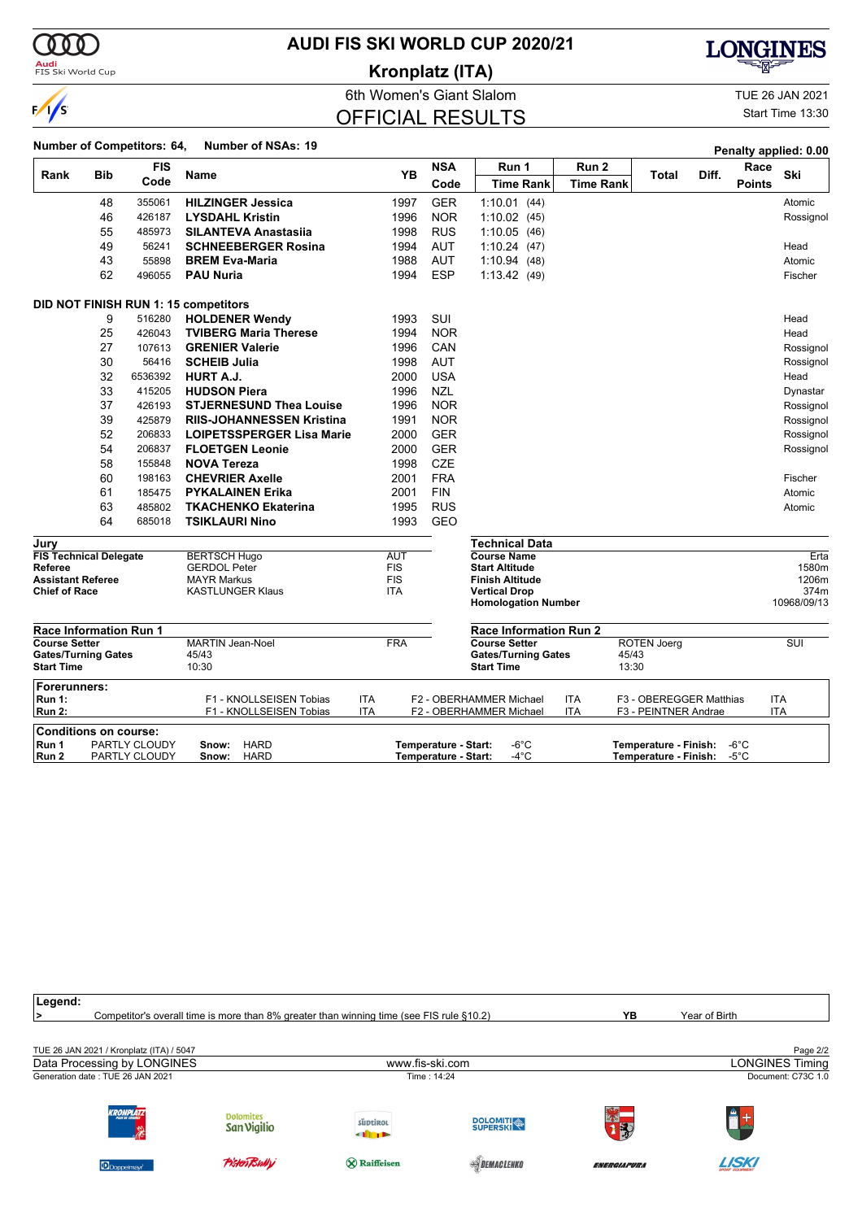# AUDI FIS SKI WORLD CUP 2020/21

## Kronplatz (ITA)

6th Women's Giant Slalom

TUE 26 JAN 2021

## OFFICIAL RESULTS

Start Time 13:30

**Number of Competitors: 64, Number of NSAs: 19**

**Penalty applied: 0.00**

| Rank | Bib | FIS Code | Name | YB | NSA Code | Run 1 Time Rank | Run 2 Time Rank | Total | Diff. | Race Points | Ski |
|---|---|---|---|---|---|---|---|---|---|---|---|
| | 48 | 355061 | **HILZINGER Jessica** | 1997 | GER | 1:10.01 (44) | | | | | Atomic |
| | 46 | 426187 | **LYSDAHL Kristin** | 1996 | NOR | 1:10.02 (45) | | | | | Rossignol |
| | 55 | 485973 | **SILANTEVA Anastasiia** | 1998 | RUS | 1:10.05 (46) | | | | | |
| | 49 | 56241 | **SCHNEEBERGER Rosina** | 1994 | AUT | 1:10.24 (47) | | | | | Head |
| | 43 | 55898 | **BREM Eva-Maria** | 1988 | AUT | 1:10.94 (48) | | | | | Atomic |
| | 62 | 496055 | **PAU Nuria** | 1994 | ESP | 1:13.42 (49) | | | | | Fischer |
| **DID NOT FINISH RUN 1: 15 competitors** | | | | | | | | | | | |
| | 9 | 516280 | **HOLDENER Wendy** | 1993 | SUI | | | | | | Head |
| | 25 | 426043 | **TVIBERG Maria Therese** | 1994 | NOR | | | | | | Head |
| | 27 | 107613 | **GRENIER Valerie** | 1996 | CAN | | | | | | Rossignol |
| | 30 | 56416 | **SCHEIB Julia** | 1998 | AUT | | | | | | Rossignol |
| | 32 | 6536392 | **HURT A.J.** | 2000 | USA | | | | | | Head |
| | 33 | 415205 | **HUDSON Piera** | 1996 | NZL | | | | | | Dynastar |
| | 37 | 426193 | **STJERNESUND Thea Louise** | 1996 | NOR | | | | | | Rossignol |
| | 39 | 425879 | **RIIS-JOHANNESSEN Kristina** | 1991 | NOR | | | | | | Rossignol |
| | 52 | 206833 | **LOIPETSSPERGER Lisa Marie** | 2000 | GER | | | | | | Rossignol |
| | 54 | 206837 | **FLOETGEN Leonie** | 2000 | GER | | | | | | Rossignol |
| | 58 | 155848 | **NOVA Tereza** | 1998 | CZE | | | | | | |
| | 60 | 198163 | **CHEVRIER Axelle** | 2001 | FRA | | | | | | Fischer |
| | 61 | 185475 | **PYKALAINEN Erika** | 2001 | FIN | | | | | | Atomic |
| | 63 | 485802 | **TKACHENKO Ekaterina** | 1995 | RUS | | | | | | Atomic |
| | 64 | 685018 | **TSIKLAURI Nino** | 1993 | GEO | | | | | | |

### Jury

| | | |
|---|---|---|
| **FIS Technical Delegate** | BERTSCH Hugo | AUT |
| **Referee** | GERDOL Peter | FIS |
| **Assistant Referee** | MAYR Markus | FIS |
| **Chief of Race** | KASTLUNGER Klaus | ITA |

### Technical Data

| | |
|---|---|
| **Course Name** | Erta |
| **Start Altitude** | 1580m |
| **Finish Altitude** | 1206m |
| **Vertical Drop** | 374m |
| **Homologation Number** | 10968/09/13 |

### Race Information Run 1

| | | |
|---|---|---|
| **Course Setter** | MARTIN Jean-Noel | FRA |
| **Gates/Turning Gates** | 45/43 | |
| **Start Time** | 10:30 | |

### Race Information Run 2

| | | |
|---|---|---|
| **Course Setter** | ROTEN Joerg | SUI |
| **Gates/Turning Gates** | 45/43 | |
| **Start Time** | 13:30 | |

### Forerunners:

| | | | | | | |
|---|---|---|---|---|---|---|
| **Run 1:** | F1 - KNOLLSEISEN Tobias | ITA | F2 - OBERHAMMER Michael | ITA | F3 - OBEREGGER Matthias | ITA |
| **Run 2:** | F1 - KNOLLSEISEN Tobias | ITA | F2 - OBERHAMMER Michael | ITA | F3 - PEINTNER Andrae | ITA |

### Conditions on course:

| | | | | |
|---|---|---|---|---|
| **Run 1** | PARTLY CLOUDY | **Snow:** HARD | **Temperature - Start:** -6°C | **Temperature - Finish:** -6°C |
| **Run 2** | PARTLY CLOUDY | **Snow:** HARD | **Temperature - Start:** -4°C | **Temperature - Finish:** -5°C |

**Legend:**

| | | | |
|---|---|---|---|
| > | Competitor's overall time is more than 8% greater than winning time (see FIS rule §10.2) | **YB** | Year of Birth |

TUE 26 JAN 2021 / Kronplatz (ITA) / 5047

Data Processing by LONGINES — www.fis-ski.com — LONGINES Timing

Generation date : TUE 26 JAN 2021 — Time : 14:24 — Document: C73C 1.0